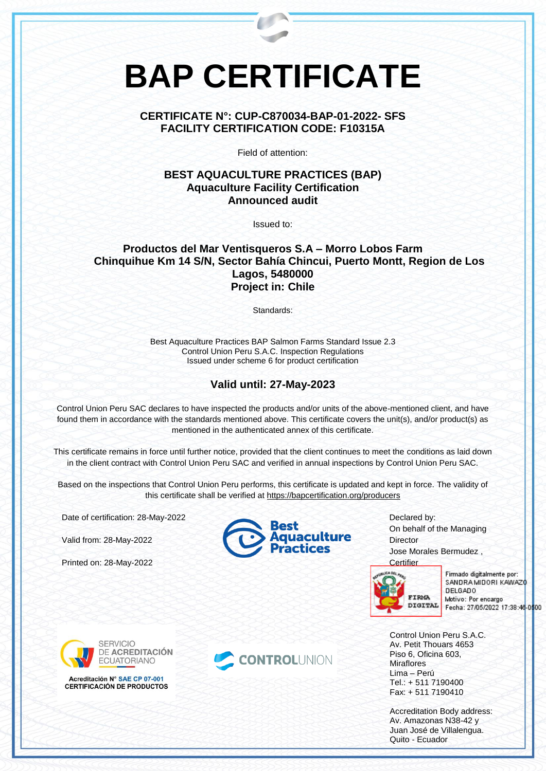# BAP CERTIFICATE

**CERTIFICATE N°: CUP-C870034-BAP-01-2022- SFS**
**FACILITY CERTIFICATION CODE: F10315A**

Field of attention:

**BEST AQUACULTURE PRACTICES (BAP)**
**Aquaculture Facility Certification**
**Announced audit**

Issued to:

**Productos del Mar Ventisqueros S.A – Morro Lobos Farm**
**Chinquihue Km 14 S/N, Sector Bahía Chincui, Puerto Montt, Region de Los Lagos, 5480000**
**Project in: Chile**

Standards:

Best Aquaculture Practices BAP Salmon Farms Standard Issue 2.3
Control Union Peru S.A.C. Inspection Regulations
Issued under scheme 6 for product certification

## Valid until: 27-May-2023

Control Union Peru SAC declares to have inspected the products and/or units of the above-mentioned client, and have found them in accordance with the standards mentioned above. This certificate covers the unit(s), and/or product(s) as mentioned in the authenticated annex of this certificate.

This certificate remains in force until further notice, provided that the client continues to meet the conditions as laid down in the client contract with Control Union Peru SAC and verified in annual inspections by Control Union Peru SAC.

Based on the inspections that Control Union Peru performs, this certificate is updated and kept in force. The validity of this certificate shall be verified at https://bapcertification.org/producers

Date of certification: 28-May-2022

Valid from: 28-May-2022

Printed on: 28-May-2022

Best Aquaculture Practices

Declared by:
On behalf of the Managing Director
Jose Morales Bermudez ,
Certifier

FIRMA DIGITAL
Firmado digitalmente por: SANDRA MIDORI KAWAZO DELGADO
Motivo: Por encargo
Fecha: 27/05/2022 17:38:46-0500

SERVICIO DE ACREDITACIÓN ECUATORIANO
Acreditación N° SAE CP 07-001
CERTIFICACIÓN DE PRODUCTOS

CONTROLUNION

Control Union Peru S.A.C.
Av. Petit Thouars 4653
Piso 6, Oficina 603,
Miraflores
Lima – Perú
Tel.: + 511 7190400
Fax: + 511 7190410

Accreditation Body address:
Av. Amazonas N38-42 y
Juan José de Villalengua.
Quito - Ecuador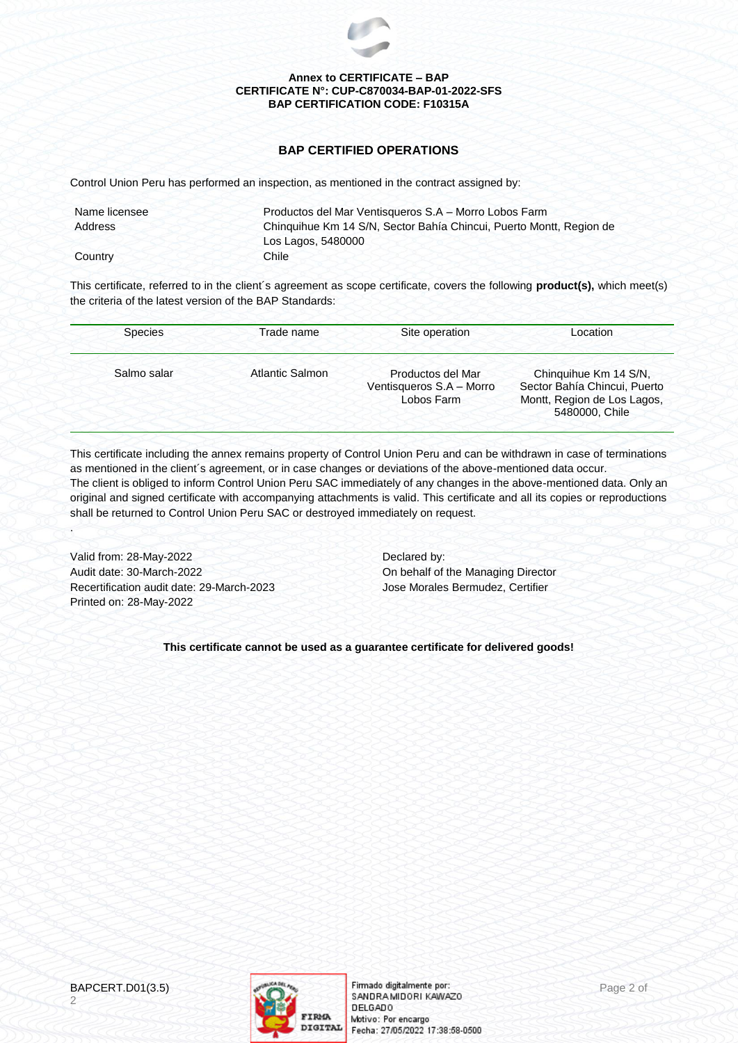**Annex to CERTIFICATE – BAP**
**CERTIFICATE N°: CUP-C870034-BAP-01-2022-SFS**
**BAP CERTIFICATION CODE: F10315A**

## BAP CERTIFIED OPERATIONS

Control Union Peru has performed an inspection, as mentioned in the contract assigned by:

| | |
|---|---|
| Name licensee | Productos del Mar Ventisqueros S.A – Morro Lobos Farm |
| Address | Chinquihue Km 14 S/N, Sector Bahía Chincui, Puerto Montt, Region de Los Lagos, 5480000 |
| Country | Chile |

This certificate, referred to in the client´s agreement as scope certificate, covers the following **product(s),** which meet(s) the criteria of the latest version of the BAP Standards:

| Species | Trade name | Site operation | Location |
|---|---|---|---|
| Salmo salar | Atlantic Salmon | Productos del Mar Ventisqueros S.A – Morro Lobos Farm | Chinquihue Km 14 S/N, Sector Bahía Chincui, Puerto Montt, Region de Los Lagos, 5480000, Chile |

This certificate including the annex remains property of Control Union Peru and can be withdrawn in case of terminations as mentioned in the client´s agreement, or in case changes or deviations of the above-mentioned data occur.
The client is obliged to inform Control Union Peru SAC immediately of any changes in the above-mentioned data. Only an original and signed certificate with accompanying attachments is valid. This certificate and all its copies or reproductions shall be returned to Control Union Peru SAC or destroyed immediately on request.

.

Valid from: 28-May-2022
Audit date: 30-March-2022
Recertification audit date: 29-March-2023
Printed on: 28-May-2022

Declared by:
On behalf of the Managing Director
Jose Morales Bermudez, Certifier

**This certificate cannot be used as a guarantee certificate for delivered goods!**

BAPCERT.D01(3.5)

FIRMA DIGITAL

Firmado digitalmente por:
SANDRA MIDORI KAWAZO DELGADO
Motivo: Por encargo
Fecha: 27/05/2022 17:38:58-0500